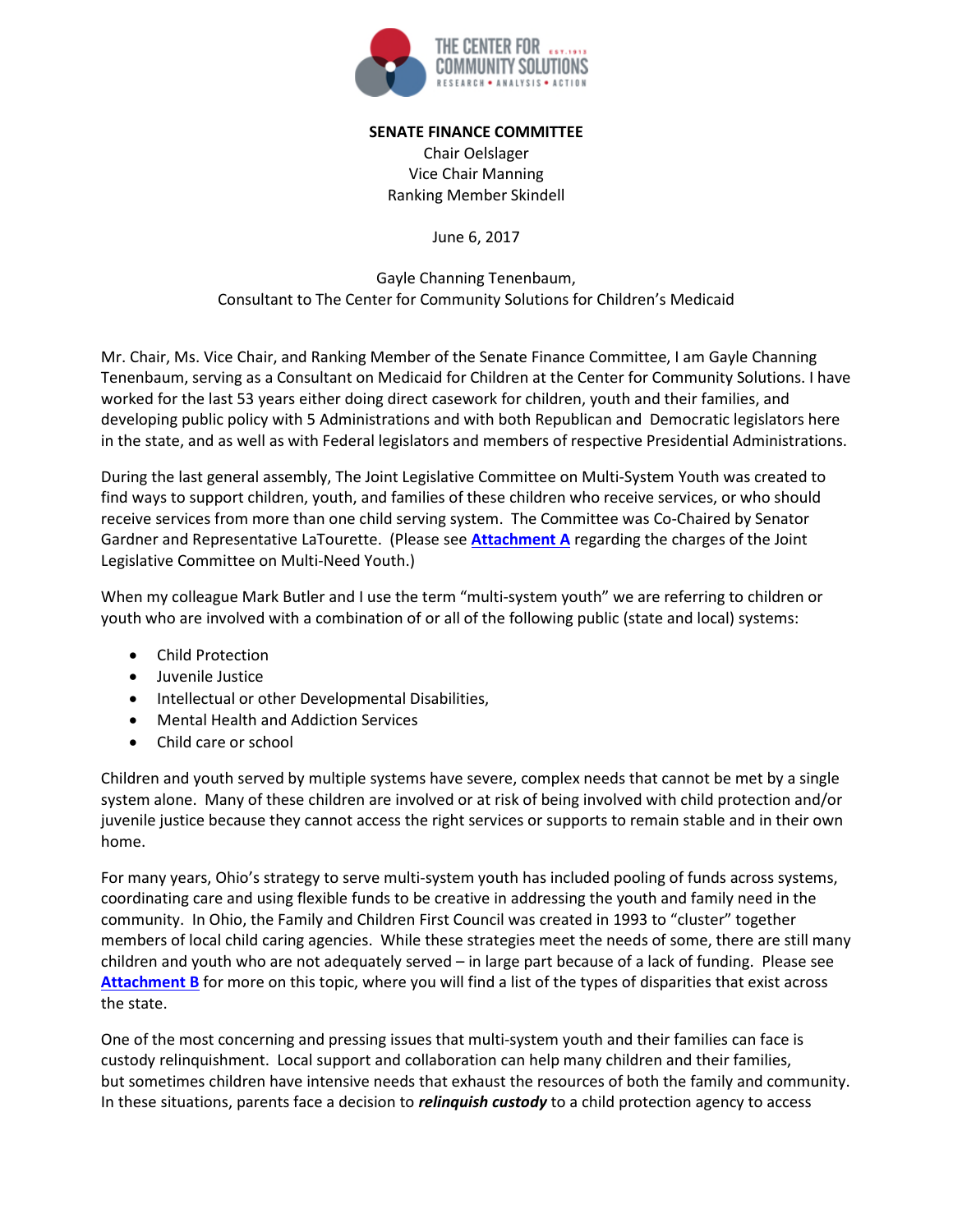THE CENTER FOR COMMUNITY SOLUTIONS EST.1913
RESEARCH • ANALYSIS • ACTION

**SENATE FINANCE COMMITTEE**
Chair Oelslager
Vice Chair Manning
Ranking Member Skindell

June 6, 2017

Gayle Channing Tenenbaum,
Consultant to The Center for Community Solutions for Children's Medicaid

Mr. Chair, Ms. Vice Chair, and Ranking Member of the Senate Finance Committee, I am Gayle Channing Tenenbaum, serving as a Consultant on Medicaid for Children at the Center for Community Solutions. I have worked for the last 53 years either doing direct casework for children, youth and their families, and developing public policy with 5 Administrations and with both Republican and Democratic legislators here in the state, and as well as with Federal legislators and members of respective Presidential Administrations.

During the last general assembly, The Joint Legislative Committee on Multi-System Youth was created to find ways to support children, youth, and families of these children who receive services, or who should receive services from more than one child serving system. The Committee was Co-Chaired by Senator Gardner and Representative LaTourette. (Please see **Attachment A** regarding the charges of the Joint Legislative Committee on Multi-Need Youth.)

When my colleague Mark Butler and I use the term "multi-system youth" we are referring to children or youth who are involved with a combination of or all of the following public (state and local) systems:

- Child Protection
- Juvenile Justice
- Intellectual or other Developmental Disabilities,
- Mental Health and Addiction Services
- Child care or school

Children and youth served by multiple systems have severe, complex needs that cannot be met by a single system alone. Many of these children are involved or at risk of being involved with child protection and/or juvenile justice because they cannot access the right services or supports to remain stable and in their own home.

For many years, Ohio's strategy to serve multi-system youth has included pooling of funds across systems, coordinating care and using flexible funds to be creative in addressing the youth and family need in the community. In Ohio, the Family and Children First Council was created in 1993 to "cluster" together members of local child caring agencies. While these strategies meet the needs of some, there are still many children and youth who are not adequately served – in large part because of a lack of funding. Please see **Attachment B** for more on this topic, where you will find a list of the types of disparities that exist across the state.

One of the most concerning and pressing issues that multi-system youth and their families can face is custody relinquishment. Local support and collaboration can help many children and their families, but sometimes children have intensive needs that exhaust the resources of both the family and community. In these situations, parents face a decision to ***relinquish custody*** to a child protection agency to access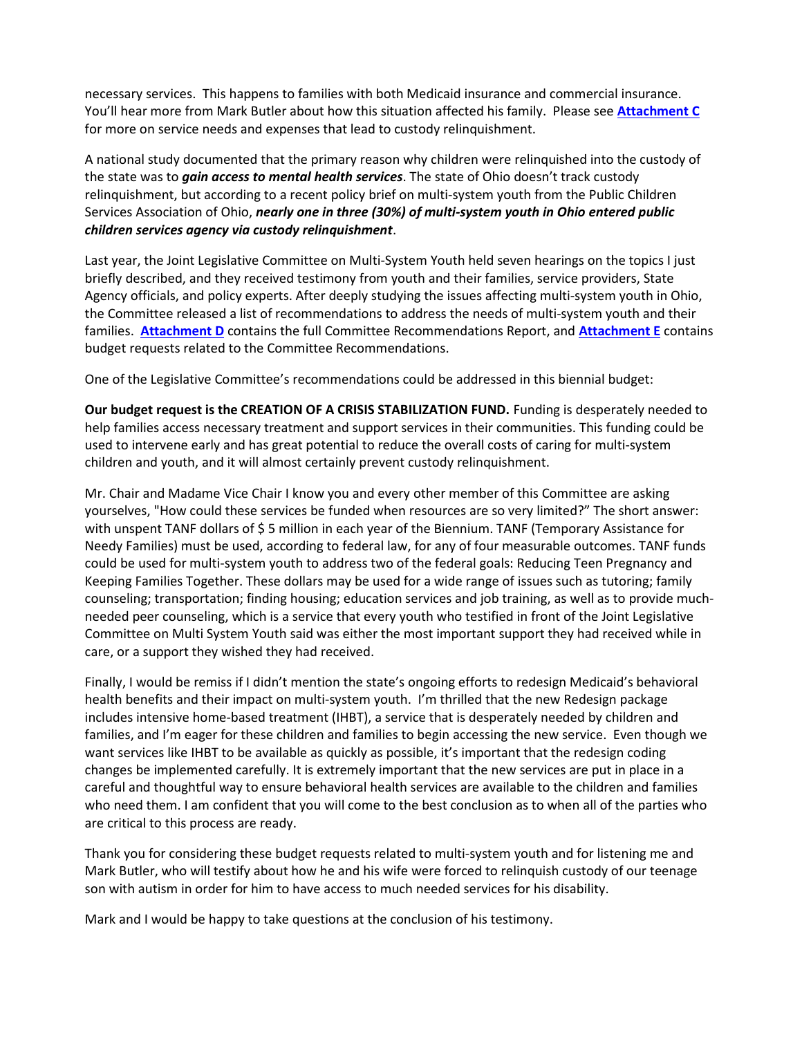necessary services. This happens to families with both Medicaid insurance and commercial insurance. You'll hear more from Mark Butler about how this situation affected his family. Please see **Attachment C** for more on service needs and expenses that lead to custody relinquishment.

A national study documented that the primary reason why children were relinquished into the custody of the state was to ***gain access to mental health services***. The state of Ohio doesn't track custody relinquishment, but according to a recent policy brief on multi-system youth from the Public Children Services Association of Ohio, ***nearly one in three (30%) of multi-system youth in Ohio entered public children services agency via custody relinquishment***.

Last year, the Joint Legislative Committee on Multi-System Youth held seven hearings on the topics I just briefly described, and they received testimony from youth and their families, service providers, State Agency officials, and policy experts. After deeply studying the issues affecting multi-system youth in Ohio, the Committee released a list of recommendations to address the needs of multi-system youth and their families. **Attachment D** contains the full Committee Recommendations Report, and **Attachment E** contains budget requests related to the Committee Recommendations.

One of the Legislative Committee's recommendations could be addressed in this biennial budget:

**Our budget request is the CREATION OF A CRISIS STABILIZATION FUND.** Funding is desperately needed to help families access necessary treatment and support services in their communities. This funding could be used to intervene early and has great potential to reduce the overall costs of caring for multi-system children and youth, and it will almost certainly prevent custody relinquishment.

Mr. Chair and Madame Vice Chair I know you and every other member of this Committee are asking yourselves, "How could these services be funded when resources are so very limited?" The short answer: with unspent TANF dollars of $ 5 million in each year of the Biennium. TANF (Temporary Assistance for Needy Families) must be used, according to federal law, for any of four measurable outcomes. TANF funds could be used for multi-system youth to address two of the federal goals: Reducing Teen Pregnancy and Keeping Families Together. These dollars may be used for a wide range of issues such as tutoring; family counseling; transportation; finding housing; education services and job training, as well as to provide much-needed peer counseling, which is a service that every youth who testified in front of the Joint Legislative Committee on Multi System Youth said was either the most important support they had received while in care, or a support they wished they had received.

Finally, I would be remiss if I didn't mention the state's ongoing efforts to redesign Medicaid's behavioral health benefits and their impact on multi-system youth. I'm thrilled that the new Redesign package includes intensive home-based treatment (IHBT), a service that is desperately needed by children and families, and I'm eager for these children and families to begin accessing the new service. Even though we want services like IHBT to be available as quickly as possible, it's important that the redesign coding changes be implemented carefully. It is extremely important that the new services are put in place in a careful and thoughtful way to ensure behavioral health services are available to the children and families who need them. I am confident that you will come to the best conclusion as to when all of the parties who are critical to this process are ready.

Thank you for considering these budget requests related to multi-system youth and for listening me and Mark Butler, who will testify about how he and his wife were forced to relinquish custody of our teenage son with autism in order for him to have access to much needed services for his disability.

Mark and I would be happy to take questions at the conclusion of his testimony.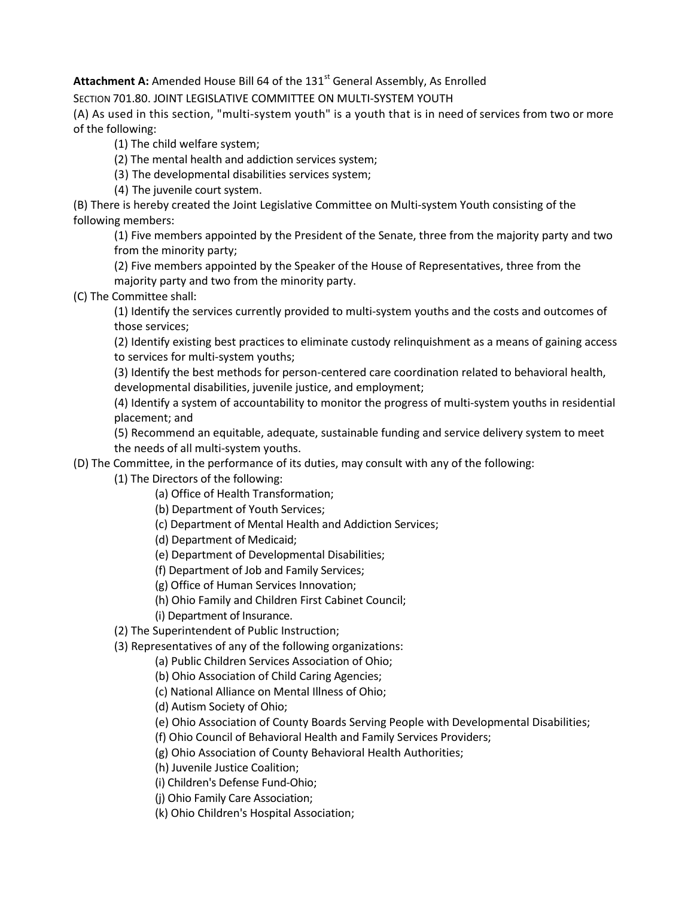**Attachment A:** Amended House Bill 64 of the 131st General Assembly, As Enrolled

SECTION 701.80. JOINT LEGISLATIVE COMMITTEE ON MULTI-SYSTEM YOUTH

(A) As used in this section, "multi-system youth" is a youth that is in need of services from two or more of the following:

(1) The child welfare system;

(2) The mental health and addiction services system;

(3) The developmental disabilities services system;

(4) The juvenile court system.

(B) There is hereby created the Joint Legislative Committee on Multi-system Youth consisting of the following members:

(1) Five members appointed by the President of the Senate, three from the majority party and two from the minority party;

(2) Five members appointed by the Speaker of the House of Representatives, three from the majority party and two from the minority party.

(C) The Committee shall:

(1) Identify the services currently provided to multi-system youths and the costs and outcomes of those services;

(2) Identify existing best practices to eliminate custody relinquishment as a means of gaining access to services for multi-system youths;

(3) Identify the best methods for person-centered care coordination related to behavioral health, developmental disabilities, juvenile justice, and employment;

(4) Identify a system of accountability to monitor the progress of multi-system youths in residential placement; and

(5) Recommend an equitable, adequate, sustainable funding and service delivery system to meet the needs of all multi-system youths.

(D) The Committee, in the performance of its duties, may consult with any of the following:

(1) The Directors of the following:

(a) Office of Health Transformation;

(b) Department of Youth Services;

(c) Department of Mental Health and Addiction Services;

(d) Department of Medicaid;

(e) Department of Developmental Disabilities;

(f) Department of Job and Family Services;

(g) Office of Human Services Innovation;

(h) Ohio Family and Children First Cabinet Council;

(i) Department of Insurance.

(2) The Superintendent of Public Instruction;

(3) Representatives of any of the following organizations:

(a) Public Children Services Association of Ohio;

(b) Ohio Association of Child Caring Agencies;

(c) National Alliance on Mental Illness of Ohio;

(d) Autism Society of Ohio;

(e) Ohio Association of County Boards Serving People with Developmental Disabilities;

(f) Ohio Council of Behavioral Health and Family Services Providers;

(g) Ohio Association of County Behavioral Health Authorities;

(h) Juvenile Justice Coalition;

(i) Children's Defense Fund-Ohio;

(j) Ohio Family Care Association;

(k) Ohio Children's Hospital Association;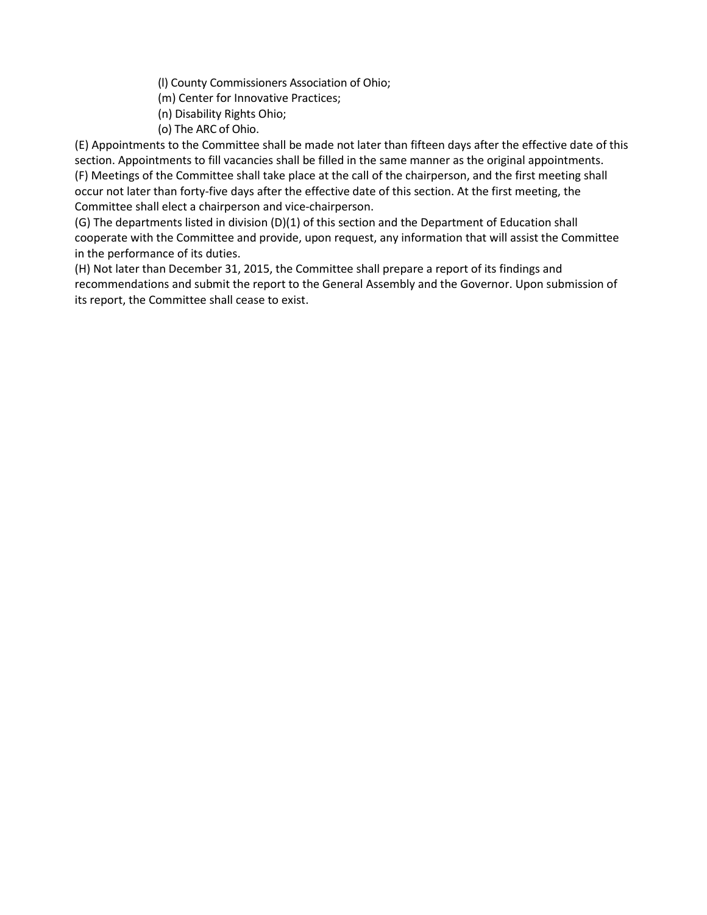(l) County Commissioners Association of Ohio;

(m) Center for Innovative Practices;

(n) Disability Rights Ohio;

(o) The ARC of Ohio.

(E) Appointments to the Committee shall be made not later than fifteen days after the effective date of this section. Appointments to fill vacancies shall be filled in the same manner as the original appointments.

(F) Meetings of the Committee shall take place at the call of the chairperson, and the first meeting shall occur not later than forty-five days after the effective date of this section. At the first meeting, the Committee shall elect a chairperson and vice-chairperson.

(G) The departments listed in division (D)(1) of this section and the Department of Education shall cooperate with the Committee and provide, upon request, any information that will assist the Committee in the performance of its duties.

(H) Not later than December 31, 2015, the Committee shall prepare a report of its findings and recommendations and submit the report to the General Assembly and the Governor. Upon submission of its report, the Committee shall cease to exist.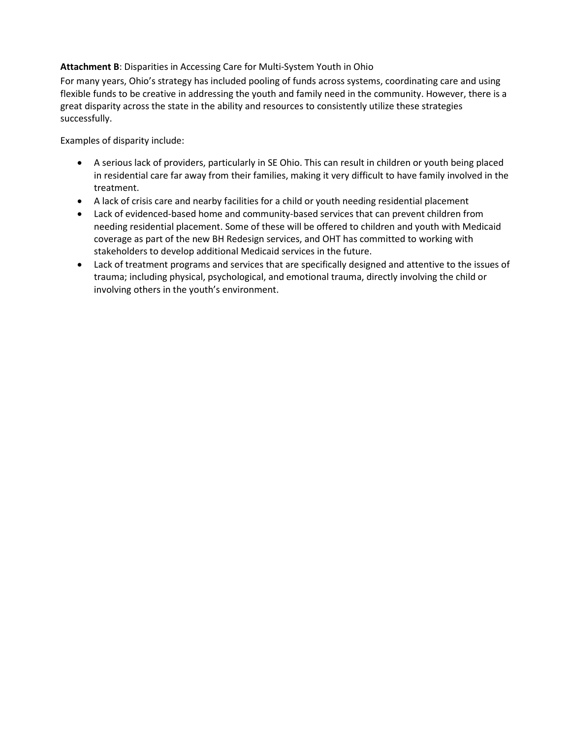**Attachment B**: Disparities in Accessing Care for Multi-System Youth in Ohio

For many years, Ohio's strategy has included pooling of funds across systems, coordinating care and using flexible funds to be creative in addressing the youth and family need in the community. However, there is a great disparity across the state in the ability and resources to consistently utilize these strategies successfully.

Examples of disparity include:

- A serious lack of providers, particularly in SE Ohio. This can result in children or youth being placed in residential care far away from their families, making it very difficult to have family involved in the treatment.
- A lack of crisis care and nearby facilities for a child or youth needing residential placement
- Lack of evidenced-based home and community-based services that can prevent children from needing residential placement. Some of these will be offered to children and youth with Medicaid coverage as part of the new BH Redesign services, and OHT has committed to working with stakeholders to develop additional Medicaid services in the future.
- Lack of treatment programs and services that are specifically designed and attentive to the issues of trauma; including physical, psychological, and emotional trauma, directly involving the child or involving others in the youth's environment.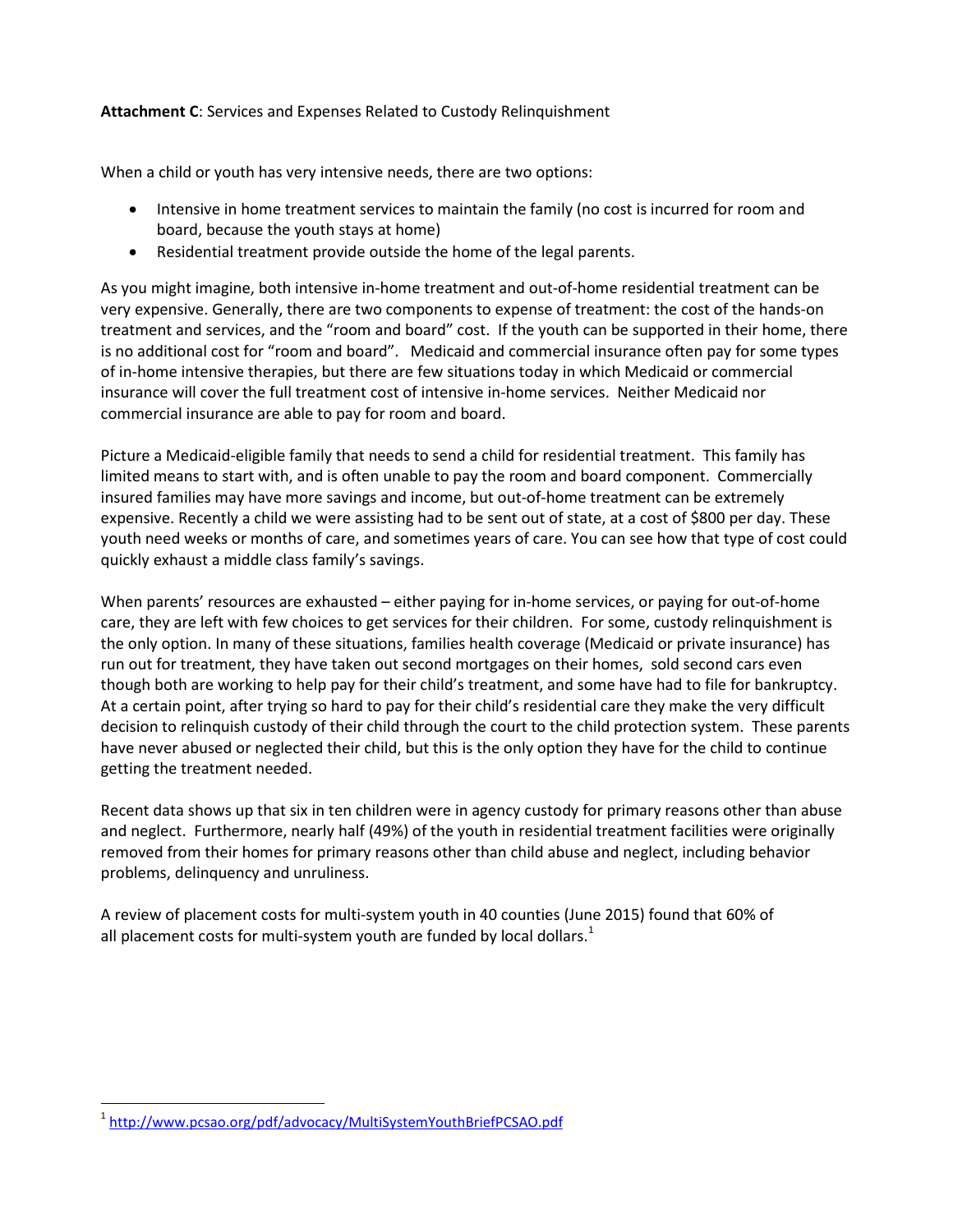**Attachment C**: Services and Expenses Related to Custody Relinquishment

When a child or youth has very intensive needs, there are two options:

- Intensive in home treatment services to maintain the family (no cost is incurred for room and board, because the youth stays at home)
- Residential treatment provide outside the home of the legal parents.

As you might imagine, both intensive in-home treatment and out-of-home residential treatment can be very expensive. Generally, there are two components to expense of treatment: the cost of the hands-on treatment and services, and the "room and board" cost. If the youth can be supported in their home, there is no additional cost for "room and board". Medicaid and commercial insurance often pay for some types of in-home intensive therapies, but there are few situations today in which Medicaid or commercial insurance will cover the full treatment cost of intensive in-home services. Neither Medicaid nor commercial insurance are able to pay for room and board.

Picture a Medicaid-eligible family that needs to send a child for residential treatment. This family has limited means to start with, and is often unable to pay the room and board component. Commercially insured families may have more savings and income, but out-of-home treatment can be extremely expensive. Recently a child we were assisting had to be sent out of state, at a cost of $800 per day. These youth need weeks or months of care, and sometimes years of care. You can see how that type of cost could quickly exhaust a middle class family's savings.

When parents' resources are exhausted – either paying for in-home services, or paying for out-of-home care, they are left with few choices to get services for their children. For some, custody relinquishment is the only option. In many of these situations, families health coverage (Medicaid or private insurance) has run out for treatment, they have taken out second mortgages on their homes, sold second cars even though both are working to help pay for their child's treatment, and some have had to file for bankruptcy. At a certain point, after trying so hard to pay for their child's residential care they make the very difficult decision to relinquish custody of their child through the court to the child protection system. These parents have never abused or neglected their child, but this is the only option they have for the child to continue getting the treatment needed.

Recent data shows up that six in ten children were in agency custody for primary reasons other than abuse and neglect. Furthermore, nearly half (49%) of the youth in residential treatment facilities were originally removed from their homes for primary reasons other than child abuse and neglect, including behavior problems, delinquency and unruliness.

A review of placement costs for multi-system youth in 40 counties (June 2015) found that 60% of all placement costs for multi-system youth are funded by local dollars.[1]

[1] http://www.pcsao.org/pdf/advocacy/MultiSystemYouthBriefPCSAO.pdf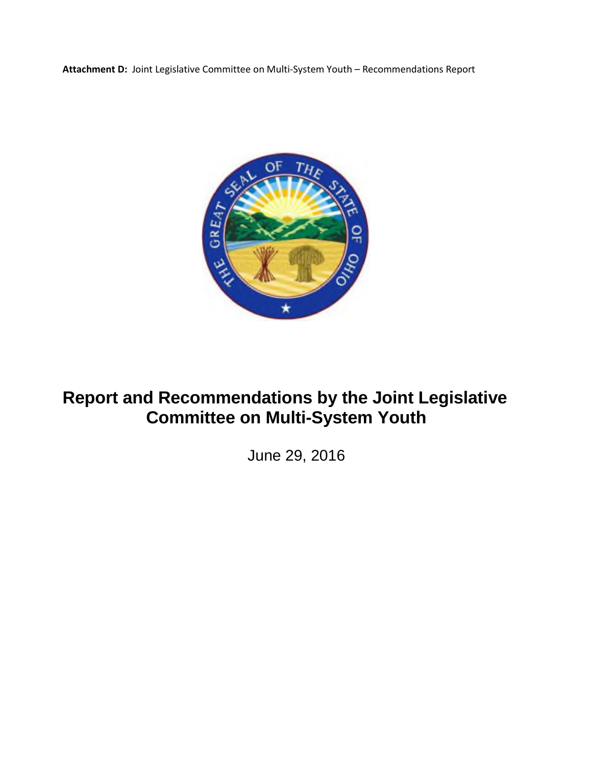**Attachment D:** Joint Legislative Committee on Multi-System Youth – Recommendations Report

# Report and Recommendations by the Joint Legislative Committee on Multi-System Youth

June 29, 2016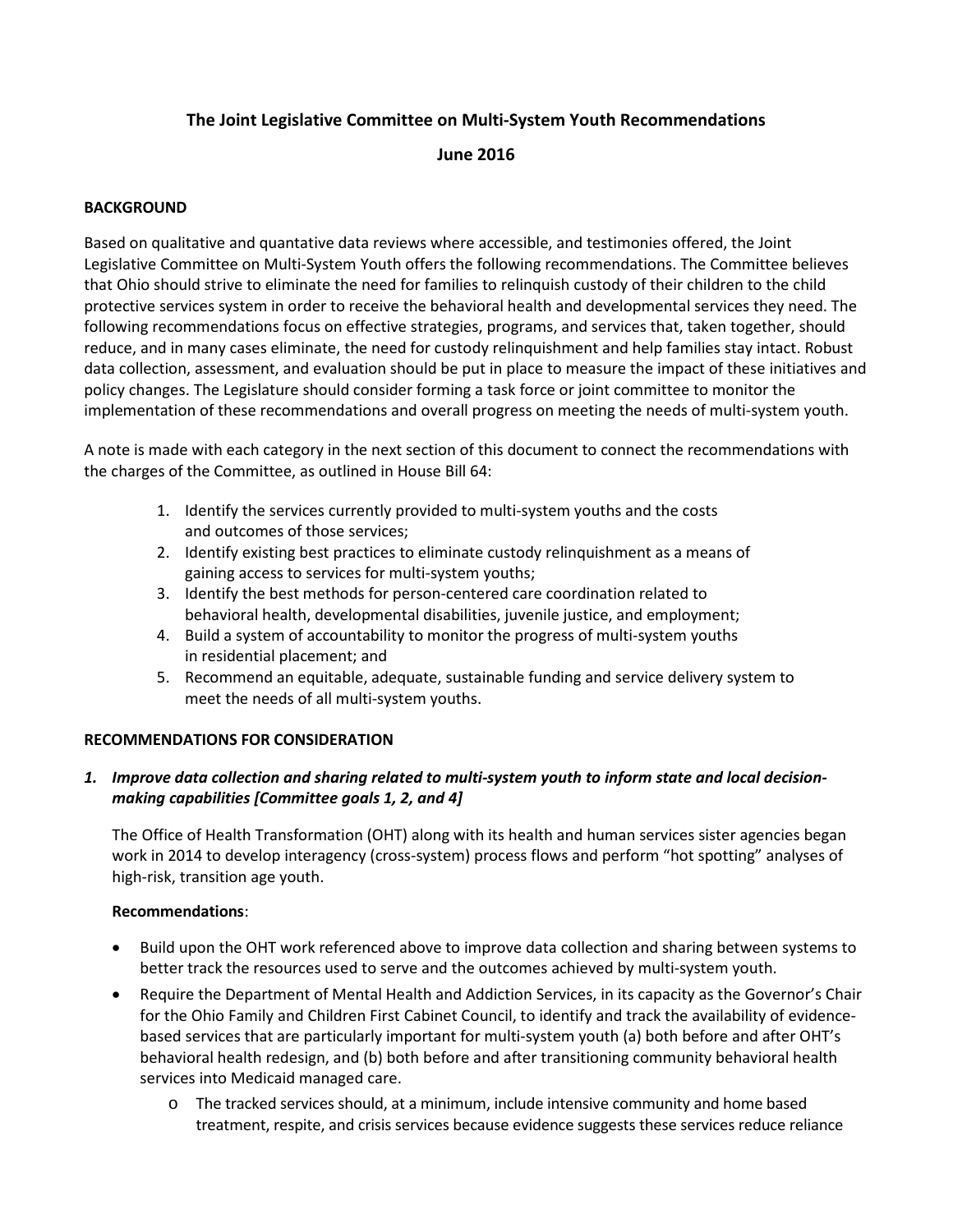# The Joint Legislative Committee on Multi-System Youth Recommendations

## June 2016

**BACKGROUND**

Based on qualitative and quantative data reviews where accessible, and testimonies offered, the Joint Legislative Committee on Multi-System Youth offers the following recommendations. The Committee believes that Ohio should strive to eliminate the need for families to relinquish custody of their children to the child protective services system in order to receive the behavioral health and developmental services they need. The following recommendations focus on effective strategies, programs, and services that, taken together, should reduce, and in many cases eliminate, the need for custody relinquishment and help families stay intact. Robust data collection, assessment, and evaluation should be put in place to measure the impact of these initiatives and policy changes. The Legislature should consider forming a task force or joint committee to monitor the implementation of these recommendations and overall progress on meeting the needs of multi-system youth.

A note is made with each category in the next section of this document to connect the recommendations with the charges of the Committee, as outlined in House Bill 64:

1. Identify the services currently provided to multi-system youths and the costs and outcomes of those services;
2. Identify existing best practices to eliminate custody relinquishment as a means of gaining access to services for multi-system youths;
3. Identify the best methods for person-centered care coordination related to behavioral health, developmental disabilities, juvenile justice, and employment;
4. Build a system of accountability to monitor the progress of multi-system youths in residential placement; and
5. Recommend an equitable, adequate, sustainable funding and service delivery system to meet the needs of all multi-system youths.

**RECOMMENDATIONS FOR CONSIDERATION**

1. ***Improve data collection and sharing related to multi-system youth to inform state and local decision-making capabilities [Committee goals 1, 2, and 4]***

   The Office of Health Transformation (OHT) along with its health and human services sister agencies began work in 2014 to develop interagency (cross-system) process flows and perform "hot spotting" analyses of high-risk, transition age youth.

   **Recommendations**:

   - Build upon the OHT work referenced above to improve data collection and sharing between systems to better track the resources used to serve and the outcomes achieved by multi-system youth.
   - Require the Department of Mental Health and Addiction Services, in its capacity as the Governor's Chair for the Ohio Family and Children First Cabinet Council, to identify and track the availability of evidence-based services that are particularly important for multi-system youth (a) both before and after OHT's behavioral health redesign, and (b) both before and after transitioning community behavioral health services into Medicaid managed care.
     - The tracked services should, at a minimum, include intensive community and home based treatment, respite, and crisis services because evidence suggests these services reduce reliance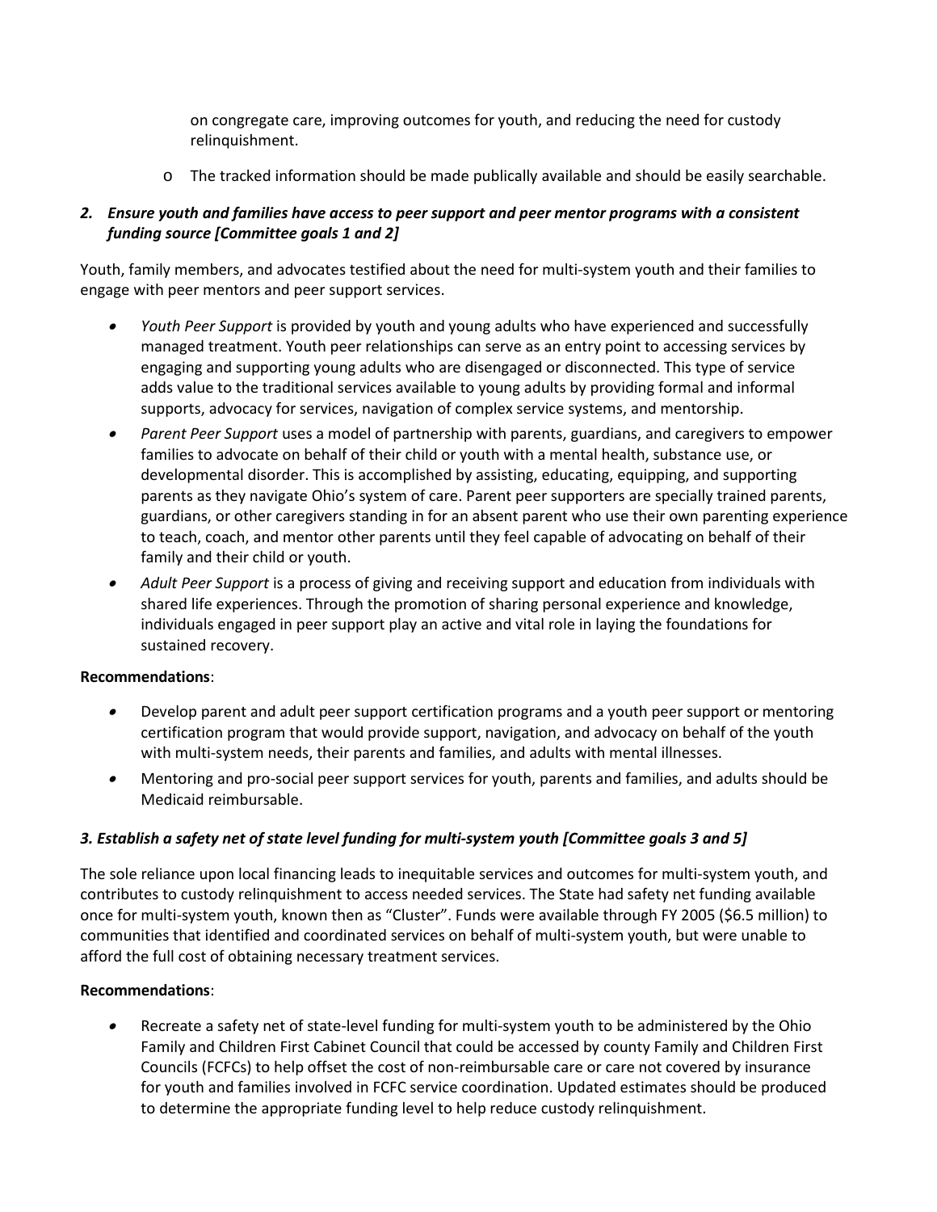- on congregate care, improving outcomes for youth, and reducing the need for custody relinquishment.
  - The tracked information should be made publically available and should be easily searchable.

### *2. Ensure youth and families have access to peer support and peer mentor programs with a consistent funding source [Committee goals 1 and 2]*

Youth, family members, and advocates testified about the need for multi-system youth and their families to engage with peer mentors and peer support services.

- *Youth Peer Support* is provided by youth and young adults who have experienced and successfully managed treatment. Youth peer relationships can serve as an entry point to accessing services by engaging and supporting young adults who are disengaged or disconnected. This type of service adds value to the traditional services available to young adults by providing formal and informal supports, advocacy for services, navigation of complex service systems, and mentorship.
- *Parent Peer Support* uses a model of partnership with parents, guardians, and caregivers to empower families to advocate on behalf of their child or youth with a mental health, substance use, or developmental disorder. This is accomplished by assisting, educating, equipping, and supporting parents as they navigate Ohio's system of care. Parent peer supporters are specially trained parents, guardians, or other caregivers standing in for an absent parent who use their own parenting experience to teach, coach, and mentor other parents until they feel capable of advocating on behalf of their family and their child or youth.
- *Adult Peer Support* is a process of giving and receiving support and education from individuals with shared life experiences. Through the promotion of sharing personal experience and knowledge, individuals engaged in peer support play an active and vital role in laying the foundations for sustained recovery.

**Recommendations**:

- Develop parent and adult peer support certification programs and a youth peer support or mentoring certification program that would provide support, navigation, and advocacy on behalf of the youth with multi-system needs, their parents and families, and adults with mental illnesses.
- Mentoring and pro-social peer support services for youth, parents and families, and adults should be Medicaid reimbursable.

### *3. Establish a safety net of state level funding for multi-system youth [Committee goals 3 and 5]*

The sole reliance upon local financing leads to inequitable services and outcomes for multi-system youth, and contributes to custody relinquishment to access needed services. The State had safety net funding available once for multi-system youth, known then as "Cluster". Funds were available through FY 2005 ($6.5 million) to communities that identified and coordinated services on behalf of multi-system youth, but were unable to afford the full cost of obtaining necessary treatment services.

**Recommendations**:

- Recreate a safety net of state-level funding for multi-system youth to be administered by the Ohio Family and Children First Cabinet Council that could be accessed by county Family and Children First Councils (FCFCs) to help offset the cost of non-reimbursable care or care not covered by insurance for youth and families involved in FCFC service coordination. Updated estimates should be produced to determine the appropriate funding level to help reduce custody relinquishment.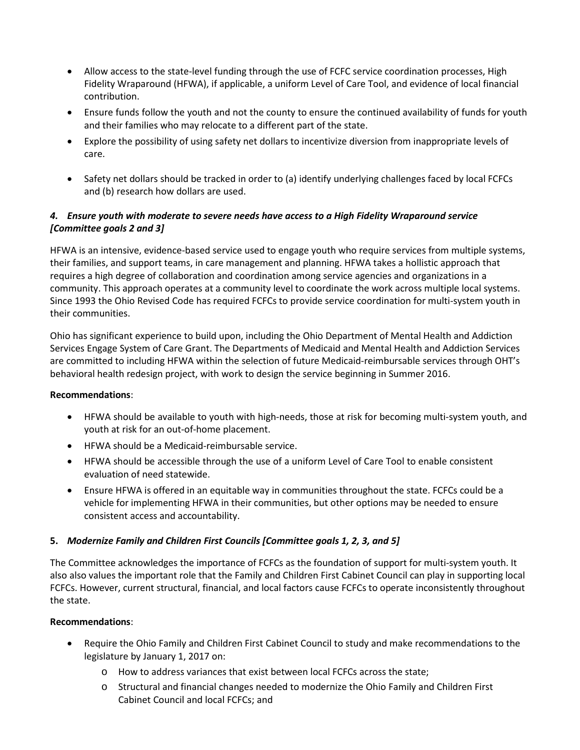- Allow access to the state-level funding through the use of FCFC service coordination processes, High Fidelity Wraparound (HFWA), if applicable, a uniform Level of Care Tool, and evidence of local financial contribution.
- Ensure funds follow the youth and not the county to ensure the continued availability of funds for youth and their families who may relocate to a different part of the state.
- Explore the possibility of using safety net dollars to incentivize diversion from inappropriate levels of care.
- Safety net dollars should be tracked in order to (a) identify underlying challenges faced by local FCFCs and (b) research how dollars are used.

***4. Ensure youth with moderate to severe needs have access to a High Fidelity Wraparound service [Committee goals 2 and 3]***

HFWA is an intensive, evidence-based service used to engage youth who require services from multiple systems, their families, and support teams, in care management and planning. HFWA takes a hollistic approach that requires a high degree of collaboration and coordination among service agencies and organizations in a community. This approach operates at a community level to coordinate the work across multiple local systems. Since 1993 the Ohio Revised Code has required FCFCs to provide service coordination for multi-system youth in their communities.

Ohio has significant experience to build upon, including the Ohio Department of Mental Health and Addiction Services Engage System of Care Grant. The Departments of Medicaid and Mental Health and Addiction Services are committed to including HFWA within the selection of future Medicaid-reimbursable services through OHT's behavioral health redesign project, with work to design the service beginning in Summer 2016.

**Recommendations**:

- HFWA should be available to youth with high-needs, those at risk for becoming multi-system youth, and youth at risk for an out-of-home placement.
- HFWA should be a Medicaid-reimbursable service.
- HFWA should be accessible through the use of a uniform Level of Care Tool to enable consistent evaluation of need statewide.
- Ensure HFWA is offered in an equitable way in communities throughout the state. FCFCs could be a vehicle for implementing HFWA in their communities, but other options may be needed to ensure consistent access and accountability.

**5.** ***Modernize Family and Children First Councils [Committee goals 1, 2, 3, and 5]***

The Committee acknowledges the importance of FCFCs as the foundation of support for multi-system youth. It also also values the important role that the Family and Children First Cabinet Council can play in supporting local FCFCs. However, current structural, financial, and local factors cause FCFCs to operate inconsistently throughout the state.

**Recommendations**:

- Require the Ohio Family and Children First Cabinet Council to study and make recommendations to the legislature by January 1, 2017 on:
  - How to address variances that exist between local FCFCs across the state;
  - Structural and financial changes needed to modernize the Ohio Family and Children First Cabinet Council and local FCFCs; and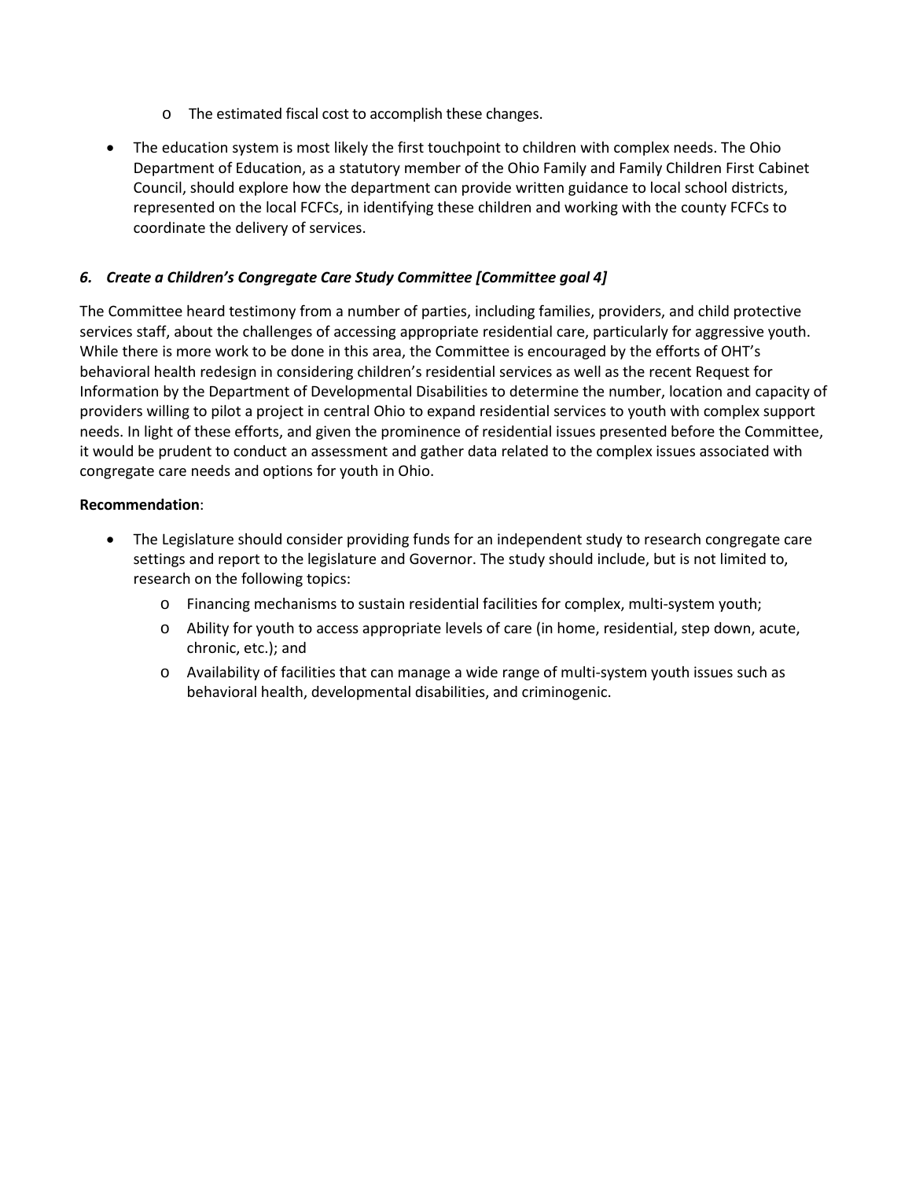- The estimated fiscal cost to accomplish these changes.

- The education system is most likely the first touchpoint to children with complex needs. The Ohio Department of Education, as a statutory member of the Ohio Family and Family Children First Cabinet Council, should explore how the department can provide written guidance to local school districts, represented on the local FCFCs, in identifying these children and working with the county FCFCs to coordinate the delivery of services.

### *6. Create a Children's Congregate Care Study Committee [Committee goal 4]*

The Committee heard testimony from a number of parties, including families, providers, and child protective services staff, about the challenges of accessing appropriate residential care, particularly for aggressive youth. While there is more work to be done in this area, the Committee is encouraged by the efforts of OHT's behavioral health redesign in considering children's residential services as well as the recent Request for Information by the Department of Developmental Disabilities to determine the number, location and capacity of providers willing to pilot a project in central Ohio to expand residential services to youth with complex support needs. In light of these efforts, and given the prominence of residential issues presented before the Committee, it would be prudent to conduct an assessment and gather data related to the complex issues associated with congregate care needs and options for youth in Ohio.

**Recommendation**:

- The Legislature should consider providing funds for an independent study to research congregate care settings and report to the legislature and Governor. The study should include, but is not limited to, research on the following topics:
    - Financing mechanisms to sustain residential facilities for complex, multi-system youth;
    - Ability for youth to access appropriate levels of care (in home, residential, step down, acute, chronic, etc.); and
    - Availability of facilities that can manage a wide range of multi-system youth issues such as behavioral health, developmental disabilities, and criminogenic.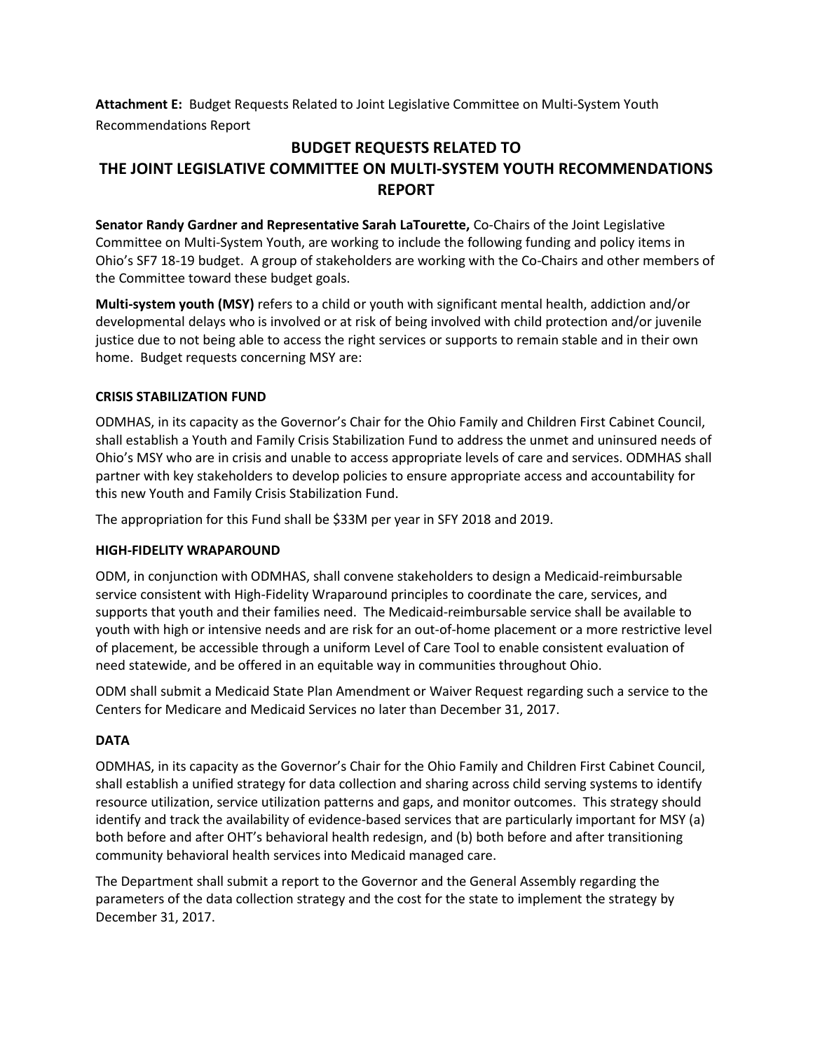**Attachment E:** Budget Requests Related to Joint Legislative Committee on Multi-System Youth Recommendations Report

# BUDGET REQUESTS RELATED TO THE JOINT LEGISLATIVE COMMITTEE ON MULTI-SYSTEM YOUTH RECOMMENDATIONS REPORT

**Senator Randy Gardner and Representative Sarah LaTourette,** Co-Chairs of the Joint Legislative Committee on Multi-System Youth, are working to include the following funding and policy items in Ohio's SF7 18-19 budget. A group of stakeholders are working with the Co-Chairs and other members of the Committee toward these budget goals.

**Multi-system youth (MSY)** refers to a child or youth with significant mental health, addiction and/or developmental delays who is involved or at risk of being involved with child protection and/or juvenile justice due to not being able to access the right services or supports to remain stable and in their own home. Budget requests concerning MSY are:

### CRISIS STABILIZATION FUND

ODMHAS, in its capacity as the Governor's Chair for the Ohio Family and Children First Cabinet Council, shall establish a Youth and Family Crisis Stabilization Fund to address the unmet and uninsured needs of Ohio's MSY who are in crisis and unable to access appropriate levels of care and services. ODMHAS shall partner with key stakeholders to develop policies to ensure appropriate access and accountability for this new Youth and Family Crisis Stabilization Fund.

The appropriation for this Fund shall be $33M per year in SFY 2018 and 2019.

### HIGH-FIDELITY WRAPAROUND

ODM, in conjunction with ODMHAS, shall convene stakeholders to design a Medicaid-reimbursable service consistent with High-Fidelity Wraparound principles to coordinate the care, services, and supports that youth and their families need. The Medicaid-reimbursable service shall be available to youth with high or intensive needs and are risk for an out-of-home placement or a more restrictive level of placement, be accessible through a uniform Level of Care Tool to enable consistent evaluation of need statewide, and be offered in an equitable way in communities throughout Ohio.

ODM shall submit a Medicaid State Plan Amendment or Waiver Request regarding such a service to the Centers for Medicare and Medicaid Services no later than December 31, 2017.

### DATA

ODMHAS, in its capacity as the Governor's Chair for the Ohio Family and Children First Cabinet Council, shall establish a unified strategy for data collection and sharing across child serving systems to identify resource utilization, service utilization patterns and gaps, and monitor outcomes. This strategy should identify and track the availability of evidence-based services that are particularly important for MSY (a) both before and after OHT's behavioral health redesign, and (b) both before and after transitioning community behavioral health services into Medicaid managed care.

The Department shall submit a report to the Governor and the General Assembly regarding the parameters of the data collection strategy and the cost for the state to implement the strategy by December 31, 2017.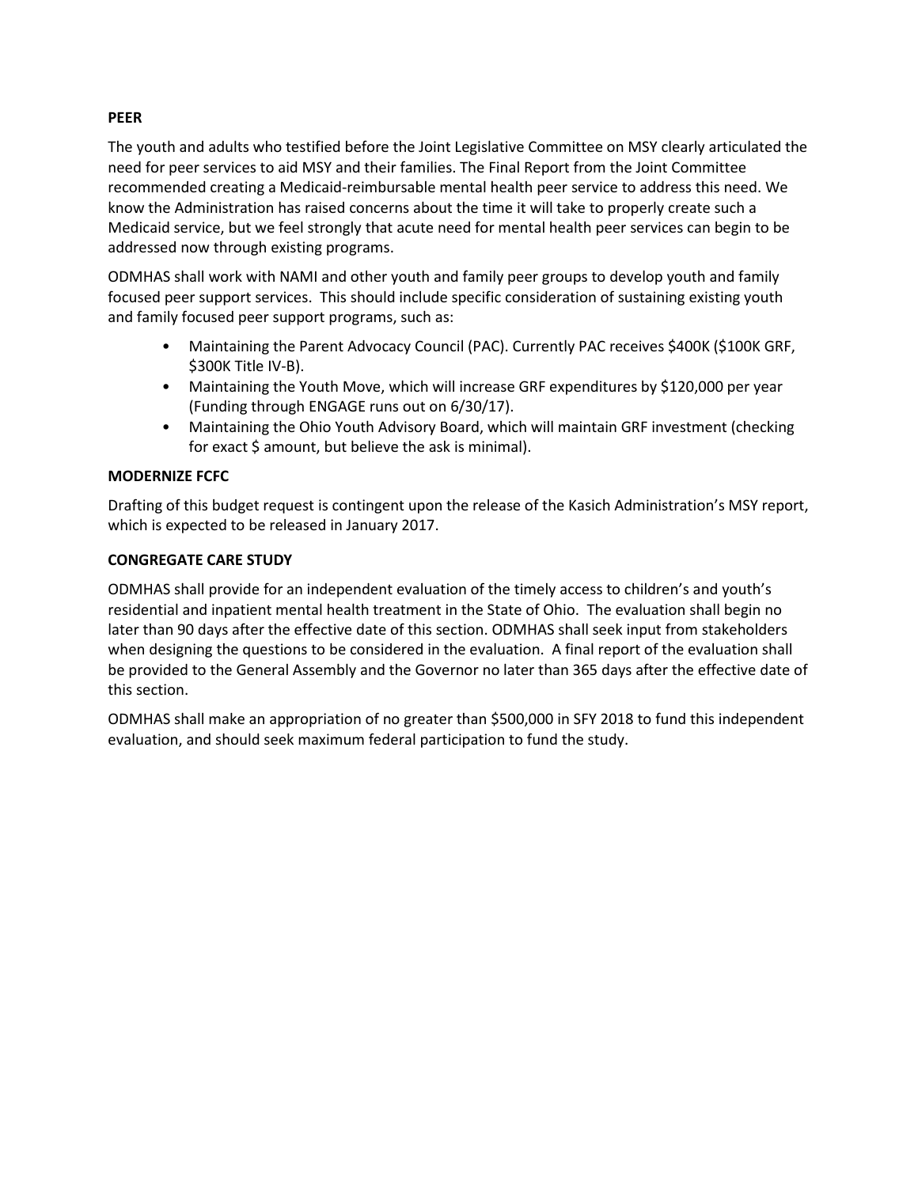**PEER**

The youth and adults who testified before the Joint Legislative Committee on MSY clearly articulated the need for peer services to aid MSY and their families. The Final Report from the Joint Committee recommended creating a Medicaid-reimbursable mental health peer service to address this need. We know the Administration has raised concerns about the time it will take to properly create such a Medicaid service, but we feel strongly that acute need for mental health peer services can begin to be addressed now through existing programs.

ODMHAS shall work with NAMI and other youth and family peer groups to develop youth and family focused peer support services. This should include specific consideration of sustaining existing youth and family focused peer support programs, such as:

- Maintaining the Parent Advocacy Council (PAC). Currently PAC receives $400K ($100K GRF, $300K Title IV-B).
- Maintaining the Youth Move, which will increase GRF expenditures by $120,000 per year (Funding through ENGAGE runs out on 6/30/17).
- Maintaining the Ohio Youth Advisory Board, which will maintain GRF investment (checking for exact $ amount, but believe the ask is minimal).

**MODERNIZE FCFC**

Drafting of this budget request is contingent upon the release of the Kasich Administration's MSY report, which is expected to be released in January 2017.

**CONGREGATE CARE STUDY**

ODMHAS shall provide for an independent evaluation of the timely access to children's and youth's residential and inpatient mental health treatment in the State of Ohio. The evaluation shall begin no later than 90 days after the effective date of this section. ODMHAS shall seek input from stakeholders when designing the questions to be considered in the evaluation. A final report of the evaluation shall be provided to the General Assembly and the Governor no later than 365 days after the effective date of this section.

ODMHAS shall make an appropriation of no greater than $500,000 in SFY 2018 to fund this independent evaluation, and should seek maximum federal participation to fund the study.